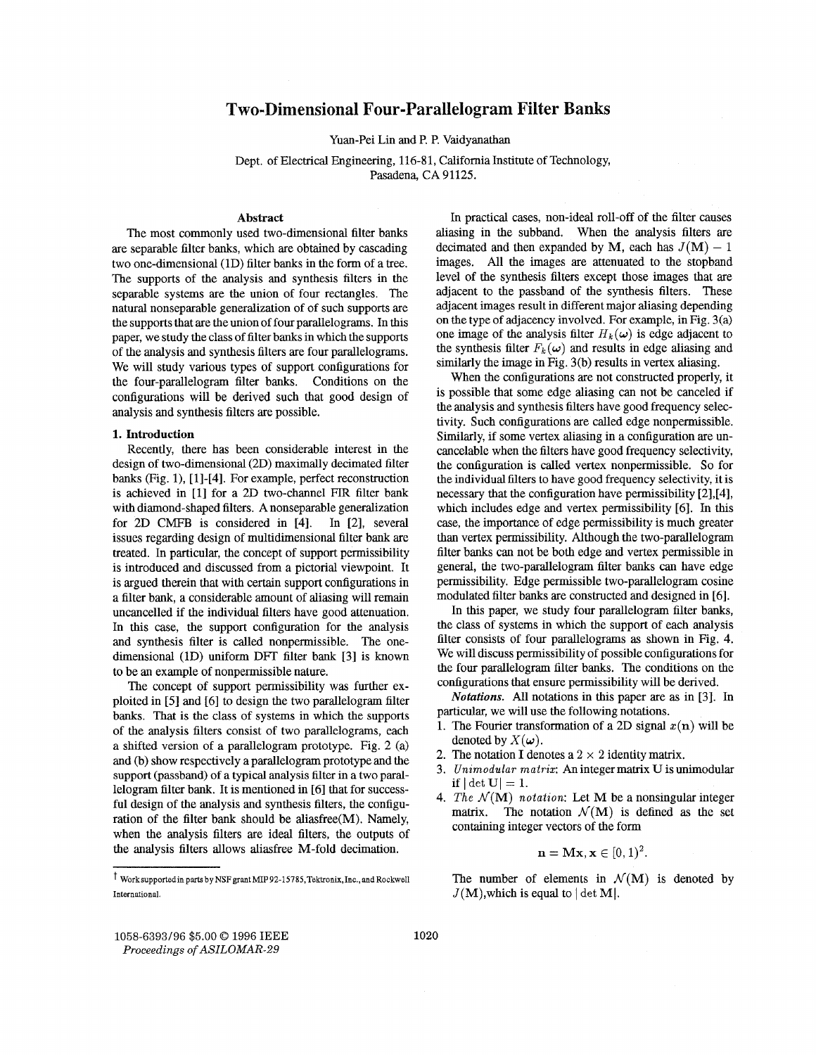# Two-Dimensional Four-Parallelogram Filter Banks

Yuan-Pei Lin and P. P. Vaidyanathan

Dept. of Electrical Engineering, 116-81, California Institute of Technology, Pasadena, CA 91125.

### Abstract

The most commonly used two-dimensional filter banks are separable filter banks, which are obtained by cascading two one-dimensional (1D) filter banks in the form of a tree. The supports of the analysis and synthesis filters in the separable systems are the union of four rectangles. The natural nonseparable generalization of of such supports are the supports that are the union of four parallelograms. In this paper, we study the class of filter banks in which the supports of the analysis and synthesis filters are four parallelograms. We will study various types of support configurations for the four-parallelogram filter banks. Conditions on the configurations will be derived such that good design of analysis and synthesis filters are possible.

## 1. Introduction

Recently, there has been considerable interest in the design of two-dimensional (2D) maximally decimated filter banks (Fig. 1), [1]-[4]. For example, perfect reconstruction is achieved in [1] for a 2D two-channel FIR filter bank with diamond-shaped filters. A nonseparable generalization for 2D CMFB is considered in [4]. In [2], several issues regarding design of multidimensional filter bank are treated. In particular, the concept of support permissibility is introduced and discussed from a pictorial viewpoint. It is argued therein that with certain support configurations in a filter bank, a considerable amount of aliasing will remain uncancelled if the individual filters have good attenuation. In this case, the support configuration for the analysis and synthesis filter is called nonpermissible. The one-dimensional (1D) uniform DFT filter bank [3] is known to be an example of nonpermissible nature.

The concept of support permissibility was further exploited in [5] and [6] to design the two parallelogram filter banks. That is the class of systems in which the supports of the analysis filters consist of two parallelograms, each a shifted version of a parallelogram prototype. Fig. 2 (a) and (b) show respectively a parallelogram prototype and the support (passband) of a typical analysis filter in a two parallelogram filter bank. It is mentioned in [6] that for successful design of the analysis and synthesis filters, the configuration of the filter bank should be aliasfree(M). Namely, when the analysis filters are ideal filters, the outputs of the analysis filters allows aliasfree M-fold decimation.

In practical cases, non-ideal roll-off of the filter causes aliasing in the subband. When the analysis filters are decimated and then expanded by $\mathbf{M}$, each has $J(\mathbf{M}) - 1$ images. All the images are attenuated to the stopband level of the synthesis filters except those images that are adjacent to the passband of the synthesis filters. These adjacent images result in different major aliasing depending on the type of adjacency involved. For example, in Fig. 3(a) one image of the analysis filter $H_k(\boldsymbol{\omega})$ is edge adjacent to the synthesis filter $F_k(\boldsymbol{\omega})$ and results in edge aliasing and similarly the image in Fig. 3(b) results in vertex aliasing.

When the configurations are not constructed properly, it is possible that some edge aliasing can not be canceled if the analysis and synthesis filters have good frequency selectivity. Such configurations are called edge nonpermissible. Similarly, if some vertex aliasing in a configuration are uncancelable when the filters have good frequency selectivity, the configuration is called vertex nonpermissible. So for the individual filters to have good frequency selectivity, it is necessary that the configuration have permissibility [2],[4], which includes edge and vertex permissibility [6]. In this case, the importance of edge permissibility is much greater than vertex permissibility. Although the two-parallelogram filter banks can not be both edge and vertex permissible in general, the two-parallelogram filter banks can have edge permissibility. Edge permissible two-parallelogram cosine modulated filter banks are constructed and designed in [6].

In this paper, we study four parallelogram filter banks, the class of systems in which the support of each analysis filter consists of four parallelograms as shown in Fig. 4. We will discuss permissibility of possible configurations for the four parallelogram filter banks. The conditions on the configurations that ensure permissibility will be derived.

*Notations.* All notations in this paper are as in [3]. In particular, we will use the following notations.

1. The Fourier transformation of a 2D signal $x(\mathbf{n})$ will be denoted by $X(\boldsymbol{\omega})$.
2. The notation $\mathbf{I}$ denotes a $2 \times 2$ identity matrix.
3. *Unimodular matrix*: An integer matrix $\mathbf{U}$ is unimodular if $|\det \mathbf{U}| = 1$.
4. *The $\mathcal{N}(\mathbf{M})$ notation*: Let $\mathbf{M}$ be a nonsingular integer matrix. The notation $\mathcal{N}(\mathbf{M})$ is defined as the set containing integer vectors of the form

$$\mathbf{n} = \mathbf{M}\mathbf{x}, \mathbf{x} \in [0, 1)^2.$$

The number of elements in $\mathcal{N}(\mathbf{M})$ is denoted by $J(\mathbf{M})$, which is equal to $|\det \mathbf{M}|$.

† Work supported in parts by NSF grant MIP 92-15785, Tektronix, Inc., and Rockwell International.

1058-6393/96 $5.00 © 1996 IEEE
*Proceedings of ASILOMAR-29*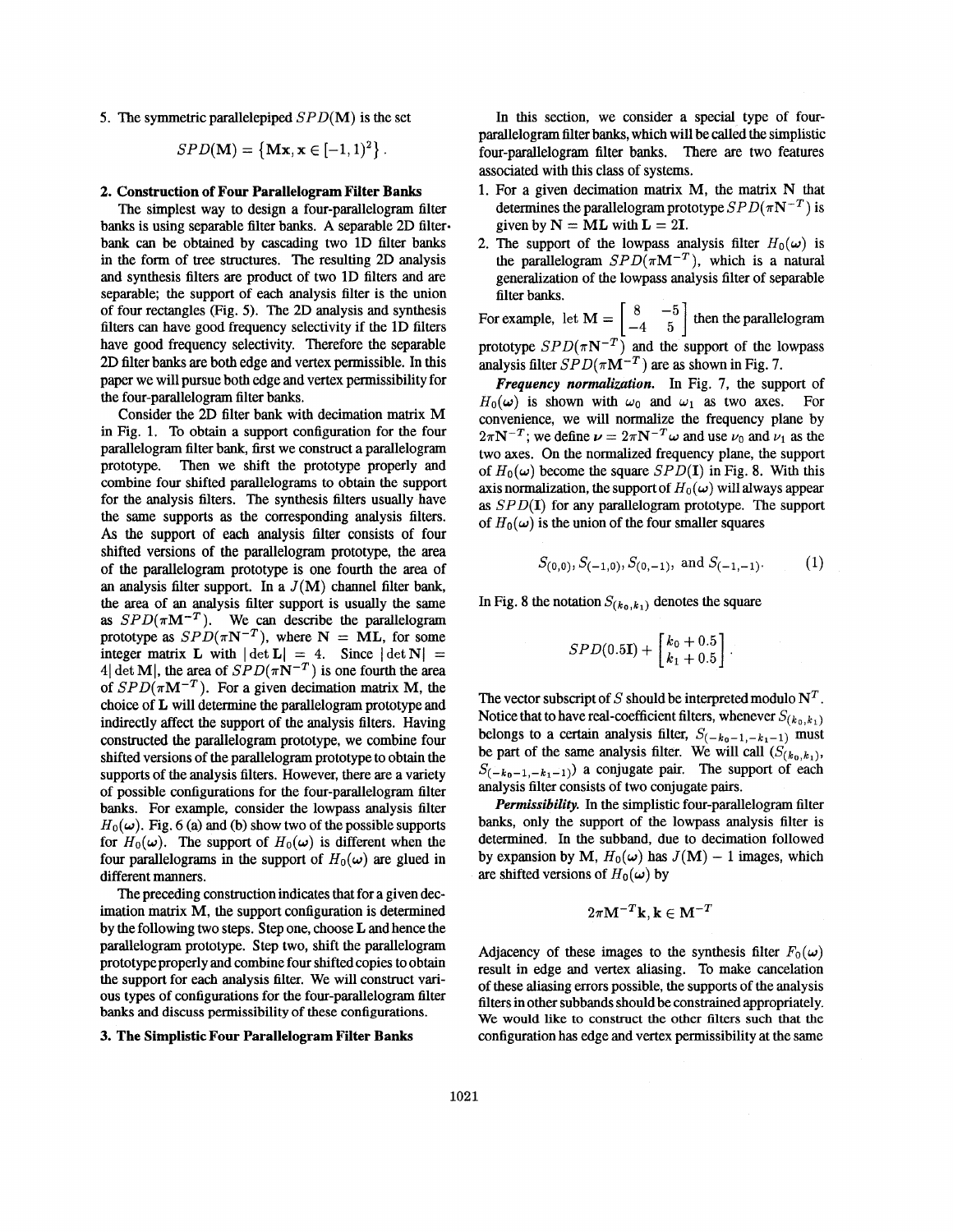5. The symmetric parallelepiped $SPD(\mathbf{M})$ is the set

$$SPD(\mathbf{M}) = \{\mathbf{Mx}, \mathbf{x} \in [-1, 1)^2\}.$$

## 2. Construction of Four Parallelogram Filter Banks

The simplest way to design a four-parallelogram filter banks is using separable filter banks. A separable 2D filter-bank can be obtained by cascading two 1D filter banks in the form of tree structures. The resulting 2D analysis and synthesis filters are product of two 1D filters and are separable; the support of each analysis filter is the union of four rectangles (Fig. 5). The 2D analysis and synthesis filters can have good frequency selectivity if the 1D filters have good frequency selectivity. Therefore the separable 2D filter banks are both edge and vertex permissible. In this paper we will pursue both edge and vertex permissibility for the four-parallelogram filter banks.

Consider the 2D filter bank with decimation matrix $\mathbf{M}$ in Fig. 1. To obtain a support configuration for the four parallelogram filter bank, first we construct a parallelogram prototype. Then we shift the prototype properly and combine four shifted parallelograms to obtain the support for the analysis filters. The synthesis filters usually have the same supports as the corresponding analysis filters. As the support of each analysis filter consists of four shifted versions of the parallelogram prototype, the area of the parallelogram prototype is one fourth the area of an analysis filter support. In a $J(\mathbf{M})$ channel filter bank, the area of an analysis filter support is usually the same as $SPD(\pi\mathbf{M}^{-T})$. We can describe the parallelogram prototype as $SPD(\pi\mathbf{N}^{-T})$, where $\mathbf{N} = \mathbf{ML}$, for some integer matrix $\mathbf{L}$ with $|\det \mathbf{L}| = 4$. Since $|\det \mathbf{N}| = 4|\det \mathbf{M}|$, the area of $SPD(\pi\mathbf{N}^{-T})$ is one fourth the area of $SPD(\pi\mathbf{M}^{-T})$. For a given decimation matrix $\mathbf{M}$, the choice of $\mathbf{L}$ will determine the parallelogram prototype and indirectly affect the support of the analysis filters. Having constructed the parallelogram prototype, we combine four shifted versions of the parallelogram prototype to obtain the supports of the analysis filters. However, there are a variety of possible configurations for the four-parallelogram filter banks. For example, consider the lowpass analysis filter $H_0(\boldsymbol{\omega})$. Fig. 6 (a) and (b) show two of the possible supports for $H_0(\boldsymbol{\omega})$. The support of $H_0(\boldsymbol{\omega})$ is different when the four parallelograms in the support of $H_0(\boldsymbol{\omega})$ are glued in different manners.

The preceding construction indicates that for a given decimation matrix $\mathbf{M}$, the support configuration is determined by the following two steps. Step one, choose $\mathbf{L}$ and hence the parallelogram prototype. Step two, shift the parallelogram prototype properly and combine four shifted copies to obtain the support for each analysis filter. We will construct various types of configurations for the four-parallelogram filter banks and discuss permissibility of these configurations.

## 3. The Simplistic Four Parallelogram Filter Banks

In this section, we consider a special type of four-parallelogram filter banks, which will be called the simplistic four-parallelogram filter banks. There are two features associated with this class of systems.

1. For a given decimation matrix $\mathbf{M}$, the matrix $\mathbf{N}$ that determines the parallelogram prototype $SPD(\pi\mathbf{N}^{-T})$ is given by $\mathbf{N} = \mathbf{ML}$ with $\mathbf{L} = 2\mathbf{I}$.
2. The support of the lowpass analysis filter $H_0(\boldsymbol{\omega})$ is the parallelogram $SPD(\pi\mathbf{M}^{-T})$, which is a natural generalization of the lowpass analysis filter of separable filter banks.

For example, let $\mathbf{M} = \begin{bmatrix} 8 & -5 \\ -4 & 5 \end{bmatrix}$ then the parallelogram prototype $SPD(\pi\mathbf{N}^{-T})$ and the support of the lowpass analysis filter $SPD(\pi\mathbf{M}^{-T})$ are as shown in Fig. 7.

***Frequency normalization.*** In Fig. 7, the support of $H_0(\boldsymbol{\omega})$ is shown with $\omega_0$ and $\omega_1$ as two axes. For convenience, we will normalize the frequency plane by $2\pi\mathbf{N}^{-T}$; we define $\boldsymbol{\nu} = 2\pi\mathbf{N}^{-T}\boldsymbol{\omega}$ and use $\nu_0$ and $\nu_1$ as the two axes. On the normalized frequency plane, the support of $H_0(\boldsymbol{\omega})$ become the square $SPD(\mathbf{I})$ in Fig. 8. With this axis normalization, the support of $H_0(\boldsymbol{\omega})$ will always appear as $SPD(\mathbf{I})$ for any parallelogram prototype. The support of $H_0(\boldsymbol{\omega})$ is the union of the four smaller squares

$$S_{(0,0)}, S_{(-1,0)}, S_{(0,-1)}, \text{ and } S_{(-1,-1)}. \tag{1}$$

In Fig. 8 the notation $S_{(k_0,k_1)}$ denotes the square

$$SPD(0.5\mathbf{I}) + \begin{bmatrix} k_0 + 0.5 \\ k_1 + 0.5 \end{bmatrix}.$$

The vector subscript of $S$ should be interpreted modulo $\mathbf{N}^T$. Notice that to have real-coefficient filters, whenever $S_{(k_0,k_1)}$ belongs to a certain analysis filter, $S_{(-k_0-1,-k_1-1)}$ must be part of the same analysis filter. We will call $(S_{(k_0,k_1)}, S_{(-k_0-1,-k_1-1)})$ a conjugate pair. The support of each analysis filter consists of two conjugate pairs.

***Permissibility.*** In the simplistic four-parallelogram filter banks, only the support of the lowpass analysis filter is determined. In the subband, due to decimation followed by expansion by $\mathbf{M}$, $H_0(\boldsymbol{\omega})$ has $J(\mathbf{M}) - 1$ images, which are shifted versions of $H_0(\boldsymbol{\omega})$ by

$$2\pi\mathbf{M}^{-T}\mathbf{k}, \mathbf{k} \in \mathbf{M}^{-T}$$

Adjacency of these images to the synthesis filter $F_0(\boldsymbol{\omega})$ result in edge and vertex aliasing. To make cancelation of these aliasing errors possible, the supports of the analysis filters in other subbands should be constrained appropriately. We would like to construct the other filters such that the configuration has edge and vertex permissibility at the same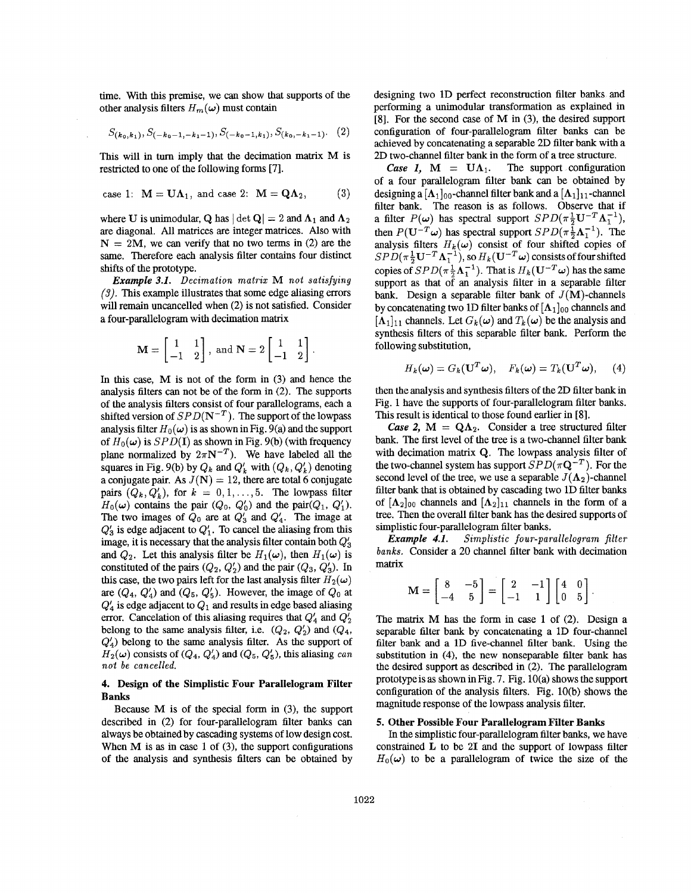time. With this premise, we can show that supports of the other analysis filters $H_m(\omega)$ must contain

$$S_{(k_0,k_1)}, S_{(-k_0-1,-k_1-1)}, S_{(-k_0-1,k_1)}, S_{(k_0,-k_1-1)}. \quad (2)$$

This will in turn imply that the decimation matrix $\mathbf{M}$ is restricted to one of the following forms [7].

$$\text{case 1: } \mathbf{M} = \mathbf{U}\mathbf{\Lambda}_1, \text{ and case 2: } \mathbf{M} = \mathbf{Q}\mathbf{\Lambda}_2, \quad (3)$$

where $\mathbf{U}$ is unimodular, $\mathbf{Q}$ has $|\det \mathbf{Q}| = 2$ and $\mathbf{\Lambda}_1$ and $\mathbf{\Lambda}_2$ are diagonal. All matrices are integer matrices. Also with $\mathbf{N} = 2\mathbf{M}$, we can verify that no two terms in (2) are the same. Therefore each analysis filter contains four distinct shifts of the prototype.

***Example 3.1.*** *Decimation matrix* $\mathbf{M}$ *not satisfying (3).* This example illustrates that some edge aliasing errors will remain uncancelled when (2) is not satisfied. Consider a four-parallelogram with decimation matrix

$$\mathbf{M} = \begin{bmatrix} 1 & 1 \\ -1 & 2 \end{bmatrix}, \text{ and } \mathbf{N} = 2\begin{bmatrix} 1 & 1 \\ -1 & 2 \end{bmatrix}.$$

In this case, $\mathbf{M}$ is not of the form in (3) and hence the analysis filters can not be of the form in (2). The supports of the analysis filters consist of four parallelograms, each a shifted version of $SPD(\mathbf{N}^{-T})$. The support of the lowpass analysis filter $H_0(\omega)$ is as shown in Fig. 9(a) and the support of $H_0(\omega)$ is $SPD(\mathbf{I})$ as shown in Fig. 9(b) (with frequency plane normalized by $2\pi\mathbf{N}^{-T}$). We have labeled all the squares in Fig. 9(b) by $Q_k$ and $Q'_k$ with $(Q_k, Q'_k)$ denoting a conjugate pair. As $J(\mathbf{N}) = 12$, there are total 6 conjugate pairs $(Q_k, Q'_k)$, for $k = 0, 1, \ldots, 5$. The lowpass filter $H_0(\omega)$ contains the pair $(Q_0, Q'_0)$ and the pair$(Q_1, Q'_1)$. The two images of $Q_0$ are at $Q'_3$ and $Q'_4$. The image at $Q'_3$ is edge adjacent to $Q'_1$. To cancel the aliasing from this image, it is necessary that the analysis filter contain both $Q'_3$ and $Q_2$. Let this analysis filter be $H_1(\omega)$, then $H_1(\omega)$ is constituted of the pairs $(Q_2, Q'_2)$ and the pair $(Q_3, Q'_3)$. In this case, the two pairs left for the last analysis filter $H_2(\omega)$ are $(Q_4, Q'_4)$ and $(Q_5, Q'_5)$. However, the image of $Q_0$ at $Q'_4$ is edge adjacent to $Q_1$ and results in edge based aliasing error. Cancelation of this aliasing requires that $Q'_4$ and $Q'_2$ belong to the same analysis filter, i.e. $(Q_2, Q'_2)$ and $(Q_4, Q'_4)$ belong to the same analysis filter. As the support of $H_2(\omega)$ consists of $(Q_4, Q'_4)$ and $(Q_5, Q'_5)$, this aliasing *can not be cancelled.*

## 4. Design of the Simplistic Four Parallelogram Filter Banks

Because $\mathbf{M}$ is of the special form in (3), the support described in (2) for four-parallelogram filter banks can always be obtained by cascading systems of low design cost. When $\mathbf{M}$ is as in case 1 of (3), the support configurations of the analysis and synthesis filters can be obtained by designing two 1D perfect reconstruction filter banks and performing a unimodular transformation as explained in [8]. For the second case of $\mathbf{M}$ in (3), the desired support configuration of four-parallelogram filter banks can be achieved by concatenating a separable 2D filter bank with a 2D two-channel filter bank in the form of a tree structure.

***Case 1,*** $\mathbf{M} = \mathbf{U}\mathbf{\Lambda}_1$. The support configuration of a four parallelogram filter bank can be obtained by designing a $[\mathbf{\Lambda}_1]_{00}$-channel filter bank and a $[\mathbf{\Lambda}_1]_{11}$-channel filter bank. The reason is as follows. Observe that if a filter $P(\omega)$ has spectral support $SPD(\pi\frac{1}{2}\mathbf{U}^{-T}\mathbf{\Lambda}_1^{-1})$, then $P(\mathbf{U}^{-T}\omega)$ has spectral support $SPD(\pi\frac{1}{2}\mathbf{\Lambda}_1^{-1})$. The analysis filters $H_k(\omega)$ consist of four shifted copies of $SPD(\pi\frac{1}{2}\mathbf{U}^{-T}\mathbf{\Lambda}_1^{-1})$, so $H_k(\mathbf{U}^{-T}\omega)$ consists of four shifted copies of $SPD(\pi\frac{1}{2}\mathbf{\Lambda}_1^{-1})$. That is $H_k(\mathbf{U}^{-T}\omega)$ has the same support as that of an analysis filter in a separable filter bank. Design a separable filter bank of $J(\mathbf{M})$-channels by concatenating two 1D filter banks of $[\mathbf{\Lambda}_1]_{00}$ channels and $[\mathbf{\Lambda}_1]_{11}$ channels. Let $G_k(\omega)$ and $T_k(\omega)$ be the analysis and synthesis filters of this separable filter bank. Perform the following substitution,

$$H_k(\omega) = G_k(\mathbf{U}^T\omega), \quad F_k(\omega) = T_k(\mathbf{U}^T\omega), \quad (4)$$

then the analysis and synthesis filters of the 2D filter bank in Fig. 1 have the supports of four-parallelogram filter banks. This result is identical to those found earlier in [8].

***Case 2,*** $\mathbf{M} = \mathbf{Q}\mathbf{\Lambda}_2$. Consider a tree structured filter bank. The first level of the tree is a two-channel filter bank with decimation matrix $\mathbf{Q}$. The lowpass analysis filter of the two-channel system has support $SPD(\pi\mathbf{Q}^{-T})$. For the second level of the tree, we use a separable $J(\mathbf{\Lambda}_2)$-channel filter bank that is obtained by cascading two 1D filter banks of $[\mathbf{\Lambda}_2]_{00}$ channels and $[\mathbf{\Lambda}_2]_{11}$ channels in the form of a tree. Then the overall filter bank has the desired supports of simplistic four-parallelogram filter banks.

***Example 4.1.*** *Simplistic four-parallelogram filter banks.* Consider a 20 channel filter bank with decimation matrix

$$\mathbf{M} = \begin{bmatrix} 8 & -5 \\ -4 & 5 \end{bmatrix} = \begin{bmatrix} 2 & -1 \\ -1 & 1 \end{bmatrix}\begin{bmatrix} 4 & 0 \\ 0 & 5 \end{bmatrix}.$$

The matrix $\mathbf{M}$ has the form in case 1 of (2). Design a separable filter bank by concatenating a 1D four-channel filter bank and a 1D five-channel filter bank. Using the substitution in (4), the new nonseparable filter bank has the desired support as described in (2). The parallelogram prototype is as shown in Fig. 7. Fig. 10(a) shows the support configuration of the analysis filters. Fig. 10(b) shows the magnitude response of the lowpass analysis filter.

## 5. Other Possible Four Parallelogram Filter Banks

In the simplistic four-parallelogram filter banks, we have constrained $\mathbf{L}$ to be $2\mathbf{I}$ and the support of lowpass filter $H_0(\omega)$ to be a parallelogram of twice the size of the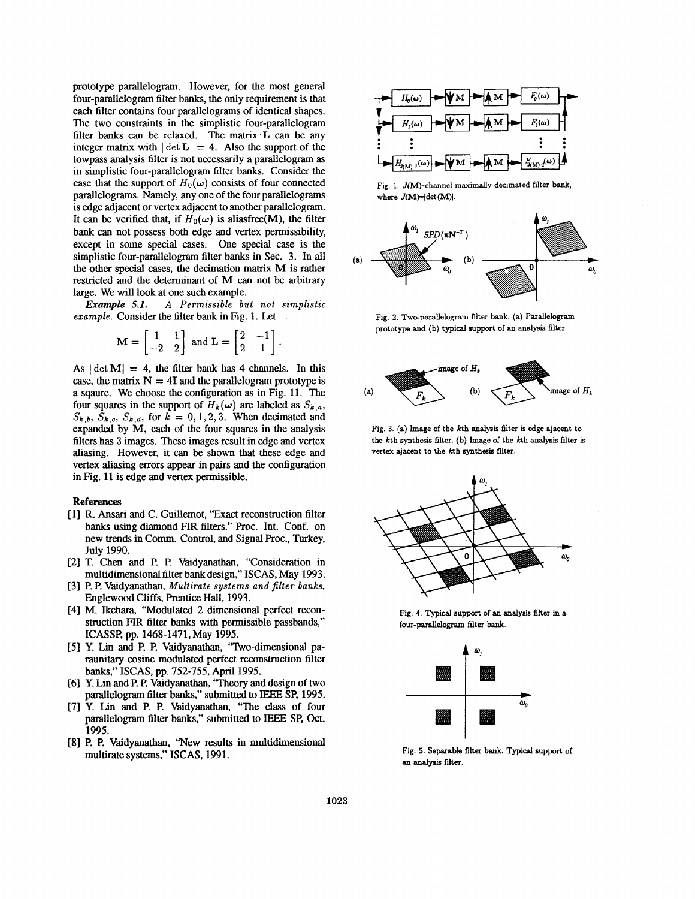prototype parallelogram. However, for the most general four-parallelogram filter banks, the only requirement is that each filter contains four parallelograms of identical shapes. The two constraints in the simplistic four-parallelogram filter banks can be relaxed. The matrix $\mathbf{L}$ can be any integer matrix with $|\det \mathbf{L}| = 4$. Also the support of the lowpass analysis filter is not necessarily a parallelogram as in simplistic four-parallelogram filter banks. Consider the case that the support of $H_0(\omega)$ consists of four connected parallelograms. Namely, any one of the four parallelograms is edge adjacent or vertex adjacent to another parallelogram. It can be verified that, if $H_0(\omega)$ is aliasfree(M), the filter bank can not possess both edge and vertex permissibility, except in some special cases. One special case is the simplistic four-parallelogram filter banks in Sec. 3. In all the other special cases, the decimation matrix M is rather restricted and the determinant of M can not be arbitrary large. We will look at one such example.

*Example 5.1. A Permissible but not simplistic example.* Consider the filter bank in Fig. 1. Let

$$\mathbf{M} = \begin{bmatrix} 1 & 1 \\ -2 & 2 \end{bmatrix} \text{ and } \mathbf{L} = \begin{bmatrix} 2 & -1 \\ 2 & 1 \end{bmatrix}.$$

As $|\det \mathbf{M}| = 4$, the filter bank has 4 channels. In this case, the matrix $\mathbf{N} = 4\mathbf{I}$ and the parallelogram prototype is a sqaure. We choose the configuration as in Fig. 11. The four squares in the support of $H_k(\omega)$ are labeled as $S_{k,a}$, $S_{k,b}$, $S_{k,c}$, $S_{k,d}$, for $k = 0, 1, 2, 3$. When decimated and expanded by M, each of the four squares in the analysis filters has 3 images. These images result in edge and vertex aliasing. However, it can be shown that these edge and vertex aliasing errors appear in pairs and the configuration in Fig. 11 is edge and vertex permissible.

## References

[1] R. Ansari and C. Guillemot, "Exact reconstruction filter banks using diamond FIR filters," Proc. Int. Conf. on new trends in Comm. Control, and Signal Proc., Turkey, July 1990.

[2] T. Chen and P. P. Vaidyanathan, "Consideration in multidimensional filter bank design," ISCAS, May 1993.

[3] P. P. Vaidyanathan, *Multirate systems and filter banks*, Englewood Cliffs, Prentice Hall, 1993.

[4] M. Ikehara, "Modulated 2 dimensional perfect reconstruction FIR filter banks with permissible passbands," ICASSP, pp. 1468-1471, May 1995.

[5] Y. Lin and P. P. Vaidyanathan, "Two-dimensional paraunitary cosine modulated perfect reconstruction filter banks," ISCAS, pp. 752-755, April 1995.

[6] Y. Lin and P. P. Vaidyanathan, "Theory and design of two parallelogram filter banks," submitted to IEEE SP, 1995.

[7] Y. Lin and P. P. Vaidyanathan, "The class of four parallelogram filter banks," submitted to IEEE SP, Oct. 1995.

[8] P. P. Vaidyanathan, "New results in multidimensional multirate systems," ISCAS, 1991.

Fig. 1. $J(\mathbf{M})$-channel maximally decimated filter bank, where $J(\mathbf{M})=|\det(\mathbf{M})|$.

Fig. 2. Two-parallelogram filter bank. (a) Parallelogram prototype and (b) typical support of an analysis filter.

Fig. 3. (a) Image of the $k$th analysis filter is edge ajacent to the $k$th synthesis filter. (b) Image of the $k$th analysis filter is vertex ajacent to the $k$th synthesis filter.

Fig. 4. Typical support of an analysis filter in a four-parallelogram filter bank.

Fig. 5. Separable filter bank. Typical support of an analysis filter.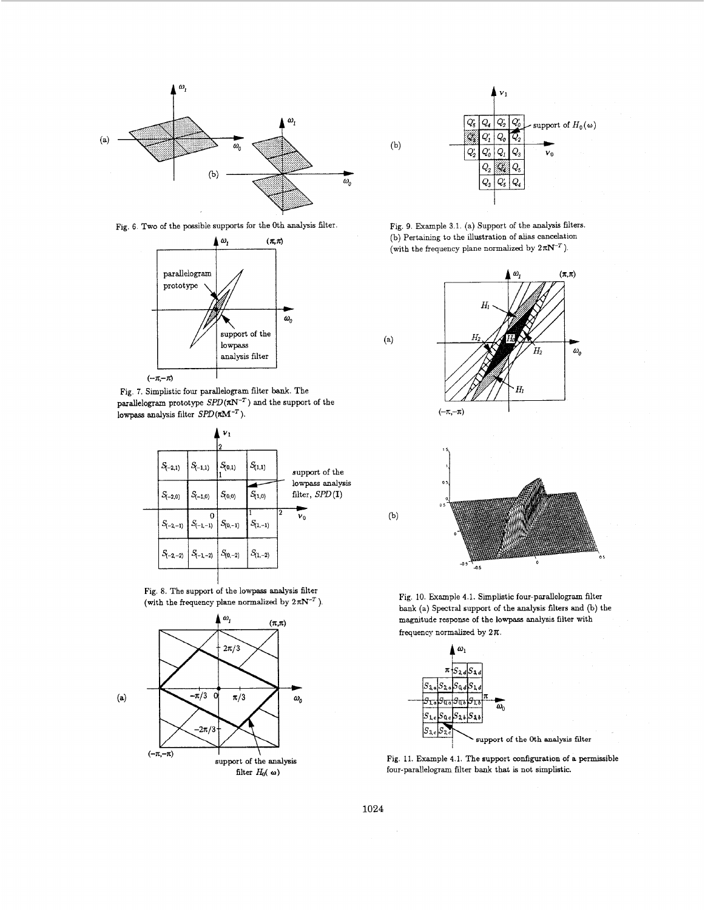Fig. 6. Two of the possible supports for the 0th analysis filter.

Fig. 7. Simplistic four parallelogram filter bank. The parallelogram prototype $SPD(\pi\mathbf{N}^{-T})$ and the support of the lowpass analysis filter $SPD(\pi\mathbf{M}^{-T})$.

Fig. 8. The support of the lowpass analysis filter (with the frequency plane normalized by $2\pi\mathbf{N}^{-T}$).

Fig. 9. Example 3.1. (a) Support of the analysis filters. (b) Pertaining to the illustration of alias cancelation (with the frequency plane normalized by $2\pi\mathbf{N}^{-T}$).

Fig. 10. Example 4.1. Simplistic four-parallelogram filter bank (a) Spectral support of the analysis filters and (b) the magnitude response of the lowpass analysis filter with frequency normalized by $2\pi$.

Fig. 11. Example 4.1. The support configuration of a permissible four-parallelogram filter bank that is not simplistic.